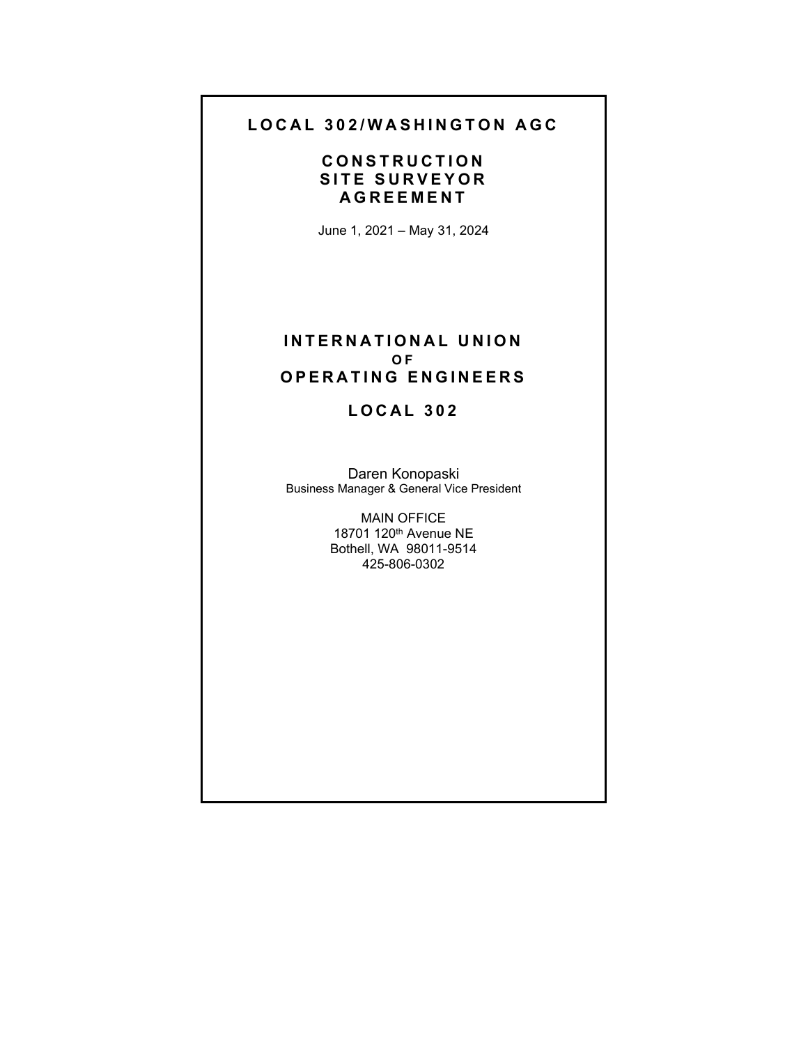# LOCAL 302/WASHINGTON AGC

## CONSTRUCTION SITE SURVEYOR AGREEMENT

June 1, 2021 – May 31, 2024

## INTERNATIONAL UNION OF OPERATING ENGINEERS

## LOCAL 302

Daren Konopaski
Business Manager & General Vice President

MAIN OFFICE
18701 120th Avenue NE
Bothell, WA 98011-9514
425-806-0302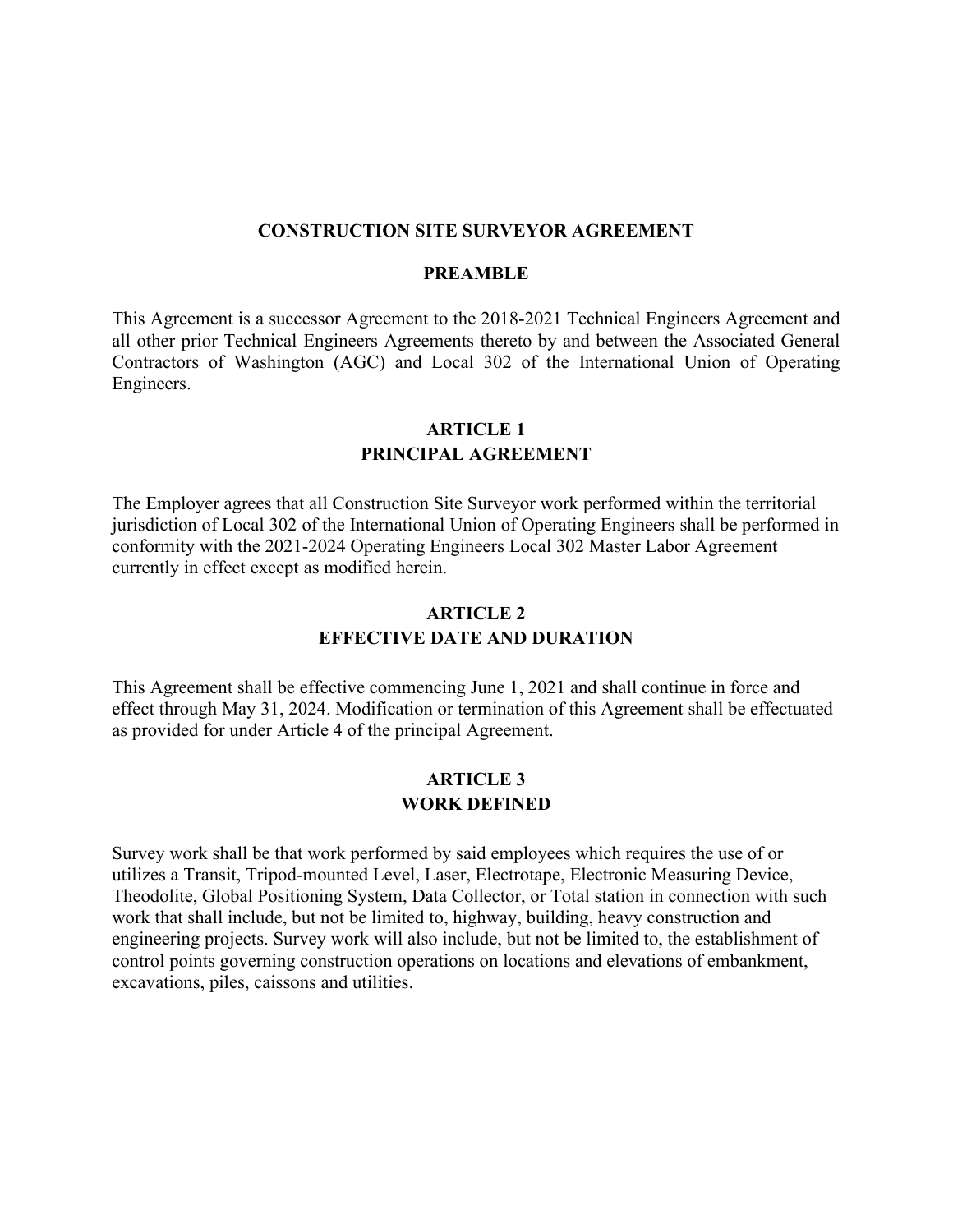# CONSTRUCTION SITE SURVEYOR AGREEMENT

## PREAMBLE

This Agreement is a successor Agreement to the 2018-2021 Technical Engineers Agreement and all other prior Technical Engineers Agreements thereto by and between the Associated General Contractors of Washington (AGC) and Local 302 of the International Union of Operating Engineers.

## ARTICLE 1
## PRINCIPAL AGREEMENT

The Employer agrees that all Construction Site Surveyor work performed within the territorial jurisdiction of Local 302 of the International Union of Operating Engineers shall be performed in conformity with the 2021-2024 Operating Engineers Local 302 Master Labor Agreement currently in effect except as modified herein.

## ARTICLE 2
## EFFECTIVE DATE AND DURATION

This Agreement shall be effective commencing June 1, 2021 and shall continue in force and effect through May 31, 2024. Modification or termination of this Agreement shall be effectuated as provided for under Article 4 of the principal Agreement.

## ARTICLE 3
## WORK DEFINED

Survey work shall be that work performed by said employees which requires the use of or utilizes a Transit, Tripod-mounted Level, Laser, Electrotape, Electronic Measuring Device, Theodolite, Global Positioning System, Data Collector, or Total station in connection with such work that shall include, but not be limited to, highway, building, heavy construction and engineering projects. Survey work will also include, but not be limited to, the establishment of control points governing construction operations on locations and elevations of embankment, excavations, piles, caissons and utilities.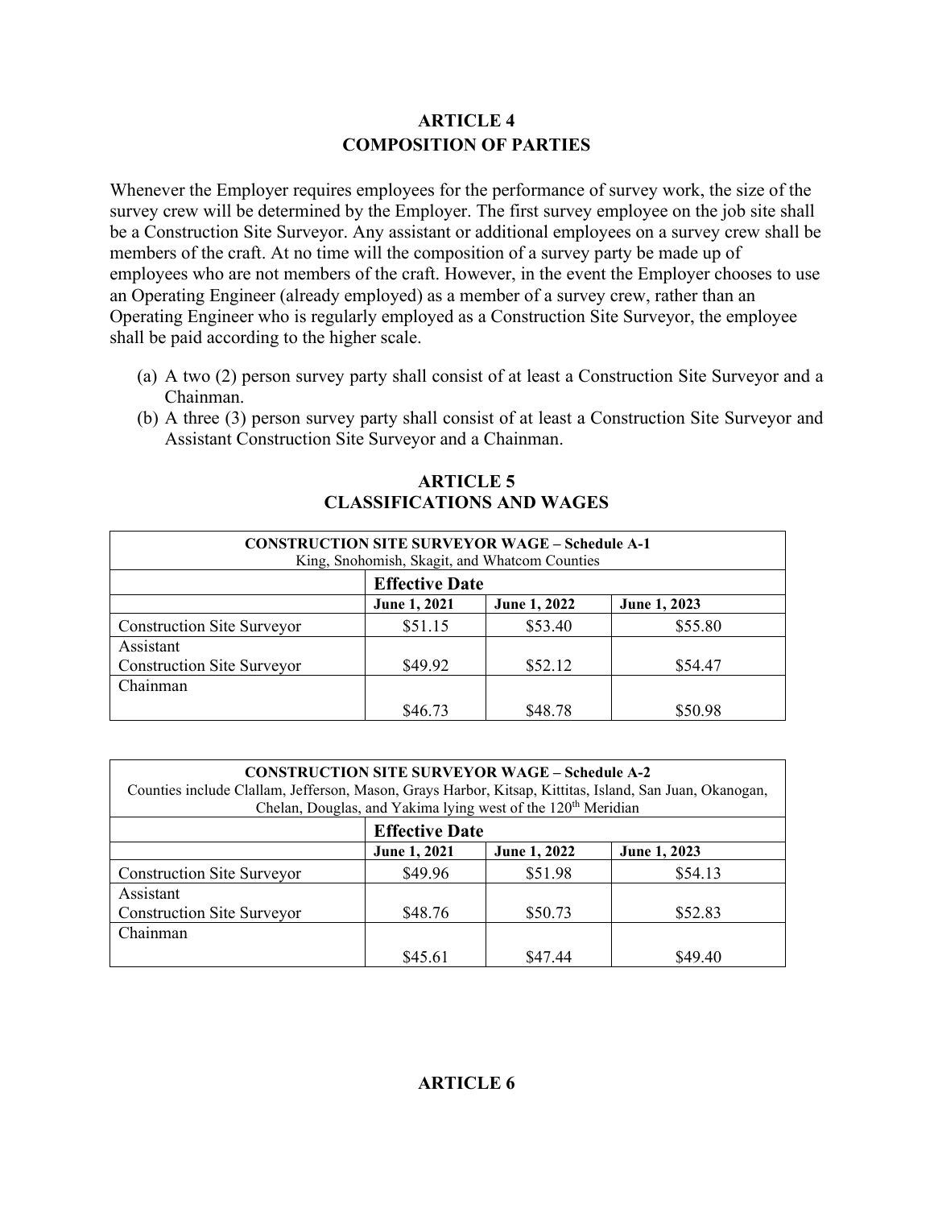## ARTICLE 4
## COMPOSITION OF PARTIES

Whenever the Employer requires employees for the performance of survey work, the size of the survey crew will be determined by the Employer. The first survey employee on the job site shall be a Construction Site Surveyor. Any assistant or additional employees on a survey crew shall be members of the craft. At no time will the composition of a survey party be made up of employees who are not members of the craft. However, in the event the Employer chooses to use an Operating Engineer (already employed) as a member of a survey crew, rather than an Operating Engineer who is regularly employed as a Construction Site Surveyor, the employee shall be paid according to the higher scale.

(a) A two (2) person survey party shall consist of at least a Construction Site Surveyor and a Chainman.

(b) A three (3) person survey party shall consist of at least a Construction Site Surveyor and Assistant Construction Site Surveyor and a Chainman.

## ARTICLE 5
## CLASSIFICATIONS AND WAGES

| **CONSTRUCTION SITE SURVEYOR WAGE – Schedule A-1**<br>King, Snohomish, Skagit, and Whatcom Counties | | | |
|---|---|---|---|
| | **Effective Date** | | |
| | **June 1, 2021** | **June 1, 2022** | **June 1, 2023** |
| Construction Site Surveyor | $51.15 | $53.40 | $55.80 |
| Assistant Construction Site Surveyor | $49.92 | $52.12 | $54.47 |
| Chainman | $46.73 | $48.78 | $50.98 |

| **CONSTRUCTION SITE SURVEYOR WAGE – Schedule A-2**<br>Counties include Clallam, Jefferson, Mason, Grays Harbor, Kitsap, Kittitas, Island, San Juan, Okanogan, Chelan, Douglas, and Yakima lying west of the 120th Meridian | | | |
|---|---|---|---|
| | **Effective Date** | | |
| | **June 1, 2021** | **June 1, 2022** | **June 1, 2023** |
| Construction Site Surveyor | $49.96 | $51.98 | $54.13 |
| Assistant Construction Site Surveyor | $48.76 | $50.73 | $52.83 |
| Chainman | $45.61 | $47.44 | $49.40 |

## ARTICLE 6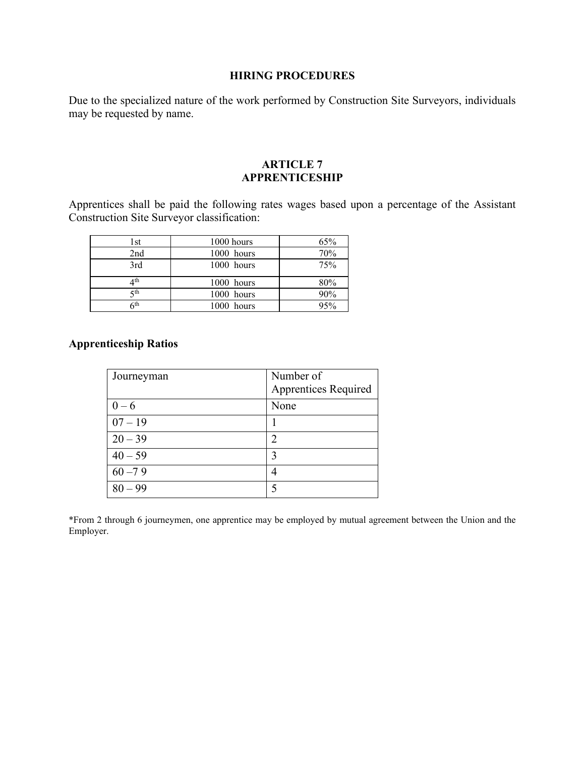## HIRING PROCEDURES

Due to the specialized nature of the work performed by Construction Site Surveyors, individuals may be requested by name.

## ARTICLE 7
## APPRENTICESHIP

Apprentices shall be paid the following rates wages based upon a percentage of the Assistant Construction Site Surveyor classification:

| | | |
|---|---|---|
| 1st | 1000 hours | 65% |
| 2nd | 1000 hours | 70% |
| 3rd | 1000 hours | 75% |
| 4th | 1000 hours | 80% |
| 5th | 1000 hours | 90% |
| 6th | 1000 hours | 95% |

### Apprenticeship Ratios

| Journeyman | Number of Apprentices Required |
|---|---|
| 0 – 6 | None |
| 07 – 19 | 1 |
| 20 – 39 | 2 |
| 40 – 59 | 3 |
| 60 –7 9 | 4 |
| 80 – 99 | 5 |

*From 2 through 6 journeymen, one apprentice may be employed by mutual agreement between the Union and the Employer.